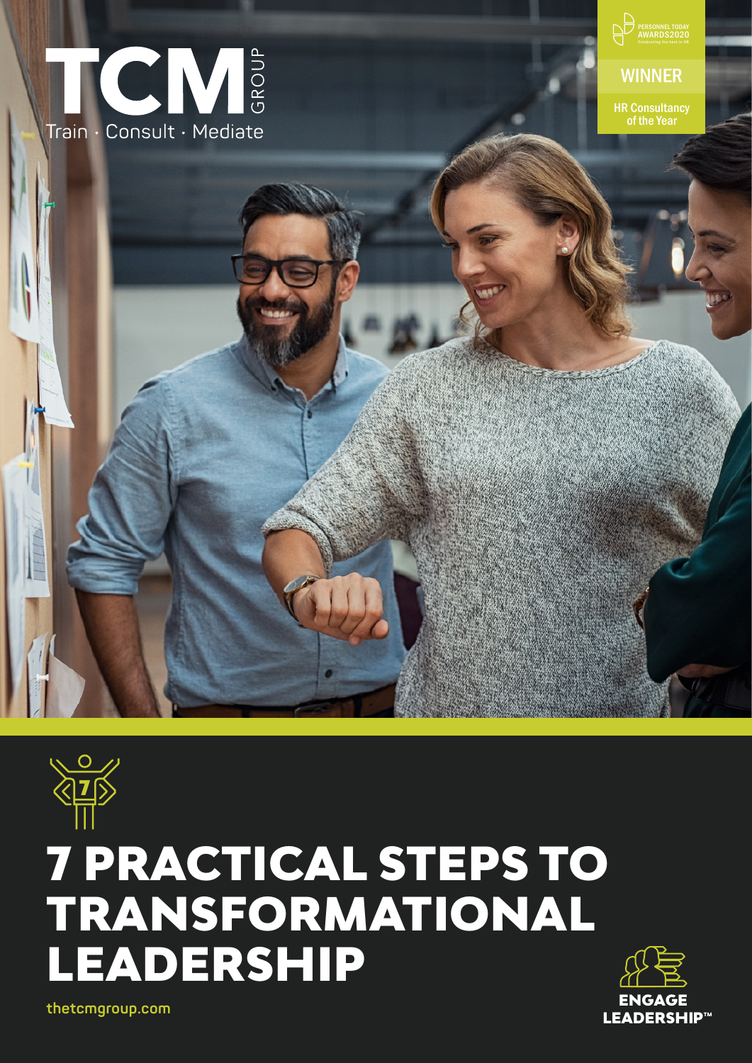TCM GROUP

Train · Consult · Mediate

PERSONNEL TODAY AWARDS2020

Celebrating the best in HR

WINNER

HR Consultancy of the Year

# 7 PRACTICAL STEPS TO TRANSFORMATIONAL LEADERSHIP

ENGAGE LEADERSHIP™

thetcmgroup.com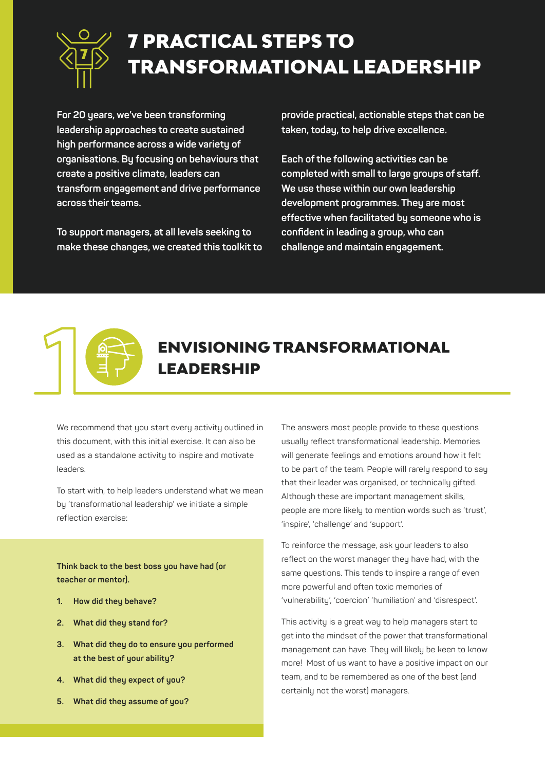# 7 PRACTICAL STEPS TO TRANSFORMATIONAL LEADERSHIP

**For 20 years, we've been transforming leadership approaches to create sustained high performance across a wide variety of organisations. By focusing on behaviours that create a positive climate, leaders can transform engagement and drive performance across their teams.**

**To support managers, at all levels seeking to make these changes, we created this toolkit to provide practical, actionable steps that can be taken, today, to help drive excellence.**

**Each of the following activities can be completed with small to large groups of staff. We use these within our own leadership development programmes. They are most effective when facilitated by someone who is confident in leading a group, who can challenge and maintain engagement.**

## 1 ENVISIONING TRANSFORMATIONAL LEADERSHIP

We recommend that you start every activity outlined in this document, with this initial exercise. It can also be used as a standalone activity to inspire and motivate leaders.

To start with, to help leaders understand what we mean by 'transformational leadership' we initiate a simple reflection exercise:

**Think back to the best boss you have had (or teacher or mentor).**

1. **How did they behave?**
2. **What did they stand for?**
3. **What did they do to ensure you performed at the best of your ability?**
4. **What did they expect of you?**
5. **What did they assume of you?**

The answers most people provide to these questions usually reflect transformational leadership. Memories will generate feelings and emotions around how it felt to be part of the team. People will rarely respond to say that their leader was organised, or technically gifted. Although these are important management skills, people are more likely to mention words such as 'trust', 'inspire', 'challenge' and 'support'.

To reinforce the message, ask your leaders to also reflect on the worst manager they have had, with the same questions. This tends to inspire a range of even more powerful and often toxic memories of 'vulnerability', 'coercion' 'humiliation' and 'disrespect'.

This activity is a great way to help managers start to get into the mindset of the power that transformational management can have. They will likely be keen to know more! Most of us want to have a positive impact on our team, and to be remembered as one of the best (and certainly not the worst) managers.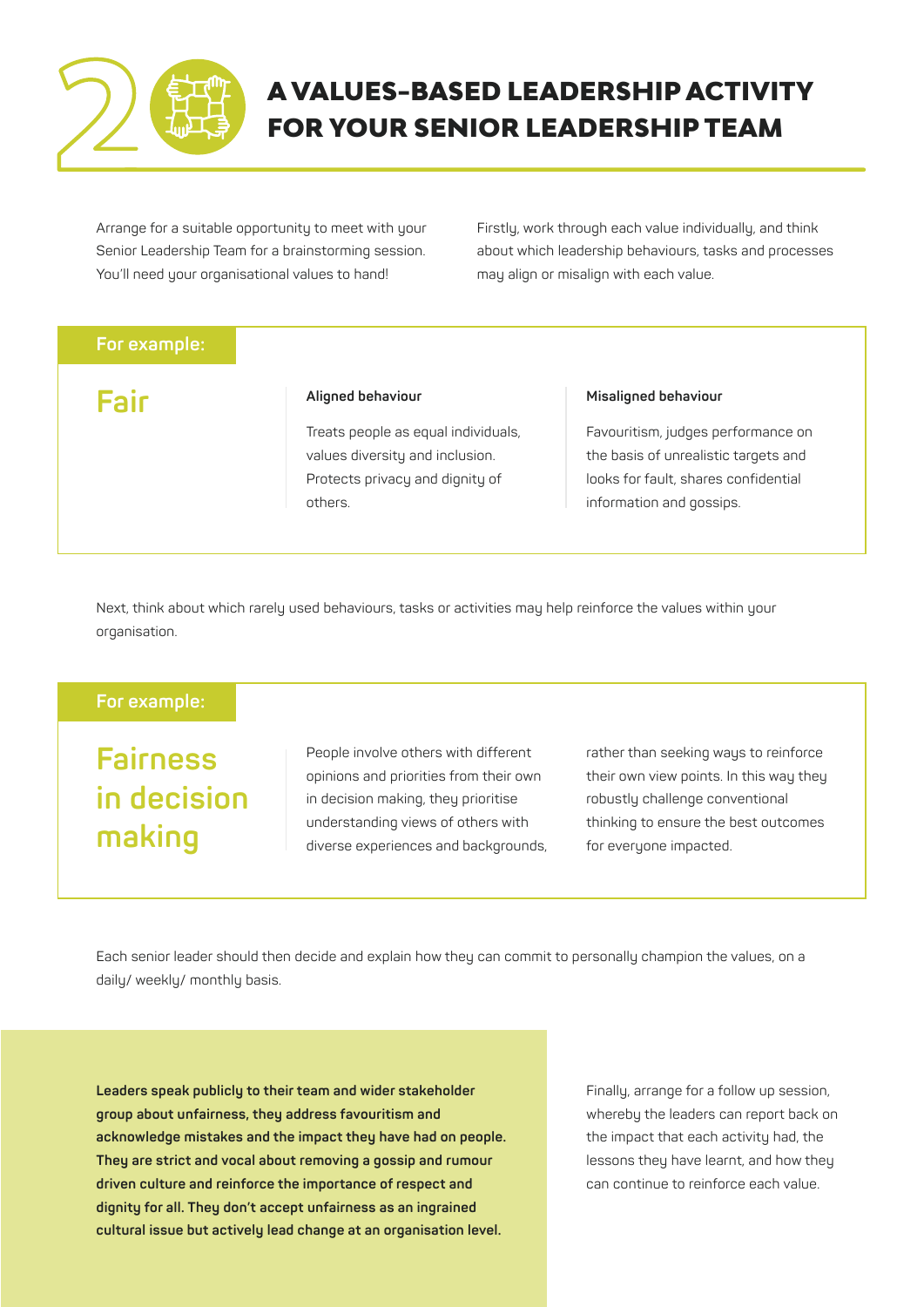# 20 A VALUES-BASED LEADERSHIP ACTIVITY FOR YOUR SENIOR LEADERSHIP TEAM

Arrange for a suitable opportunity to meet with your Senior Leadership Team for a brainstorming session. You'll need your organisational values to hand!

Firstly, work through each value individually, and think about which leadership behaviours, tasks and processes may align or misalign with each value.

**For example:**

## Fair

| Aligned behaviour | Misaligned behaviour |
| --- | --- |
| Treats people as equal individuals, values diversity and inclusion. Protects privacy and dignity of others. | Favouritism, judges performance on the basis of unrealistic targets and looks for fault, shares confidential information and gossips. |

Next, think about which rarely used behaviours, tasks or activities may help reinforce the values within your organisation.

**For example:**

## Fairness in decision making

People involve others with different opinions and priorities from their own in decision making, they prioritise understanding views of others with diverse experiences and backgrounds, rather than seeking ways to reinforce their own view points. In this way they robustly challenge conventional thinking to ensure the best outcomes for everyone impacted.

Each senior leader should then decide and explain how they can commit to personally champion the values, on a daily/ weekly/ monthly basis.

**Leaders speak publicly to their team and wider stakeholder group about unfairness, they address favouritism and acknowledge mistakes and the impact they have had on people. They are strict and vocal about removing a gossip and rumour driven culture and reinforce the importance of respect and dignity for all. They don't accept unfairness as an ingrained cultural issue but actively lead change at an organisation level.**

Finally, arrange for a follow up session, whereby the leaders can report back on the impact that each activity had, the lessons they have learnt, and how they can continue to reinforce each value.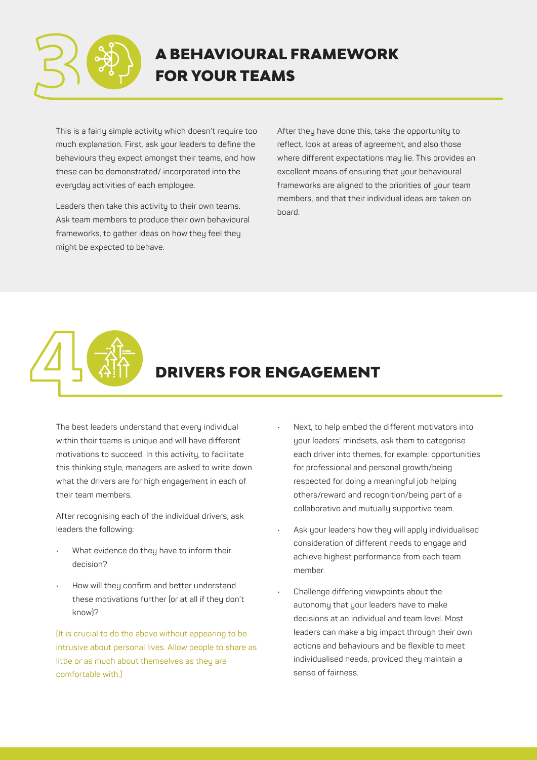## 3 A BEHAVIOURAL FRAMEWORK FOR YOUR TEAMS

This is a fairly simple activity which doesn't require too much explanation. First, ask your leaders to define the behaviours they expect amongst their teams, and how these can be demonstrated/ incorporated into the everyday activities of each employee.

Leaders then take this activity to their own teams. Ask team members to produce their own behavioural frameworks, to gather ideas on how they feel they might be expected to behave.

After they have done this, take the opportunity to reflect, look at areas of agreement, and also those where different expectations may lie. This provides an excellent means of ensuring that your behavioural frameworks are aligned to the priorities of your team members, and that their individual ideas are taken on board.

## 4 DRIVERS FOR ENGAGEMENT

The best leaders understand that every individual within their teams is unique and will have different motivations to succeed. In this activity, to facilitate this thinking style, managers are asked to write down what the drivers are for high engagement in each of their team members.

After recognising each of the individual drivers, ask leaders the following:

- What evidence do they have to inform their decision?
- How will they confirm and better understand these motivations further (or at all if they don't know)?

(It is crucial to do the above without appearing to be intrusive about personal lives. Allow people to share as little or as much about themselves as they are comfortable with.)

- Next, to help embed the different motivators into your leaders' mindsets, ask them to categorise each driver into themes, for example: opportunities for professional and personal growth/being respected for doing a meaningful job helping others/reward and recognition/being part of a collaborative and mutually supportive team.
- Ask your leaders how they will apply individualised consideration of different needs to engage and achieve highest performance from each team member.
- Challenge differing viewpoints about the autonomy that your leaders have to make decisions at an individual and team level. Most leaders can make a big impact through their own actions and behaviours and be flexible to meet individualised needs, provided they maintain a sense of fairness.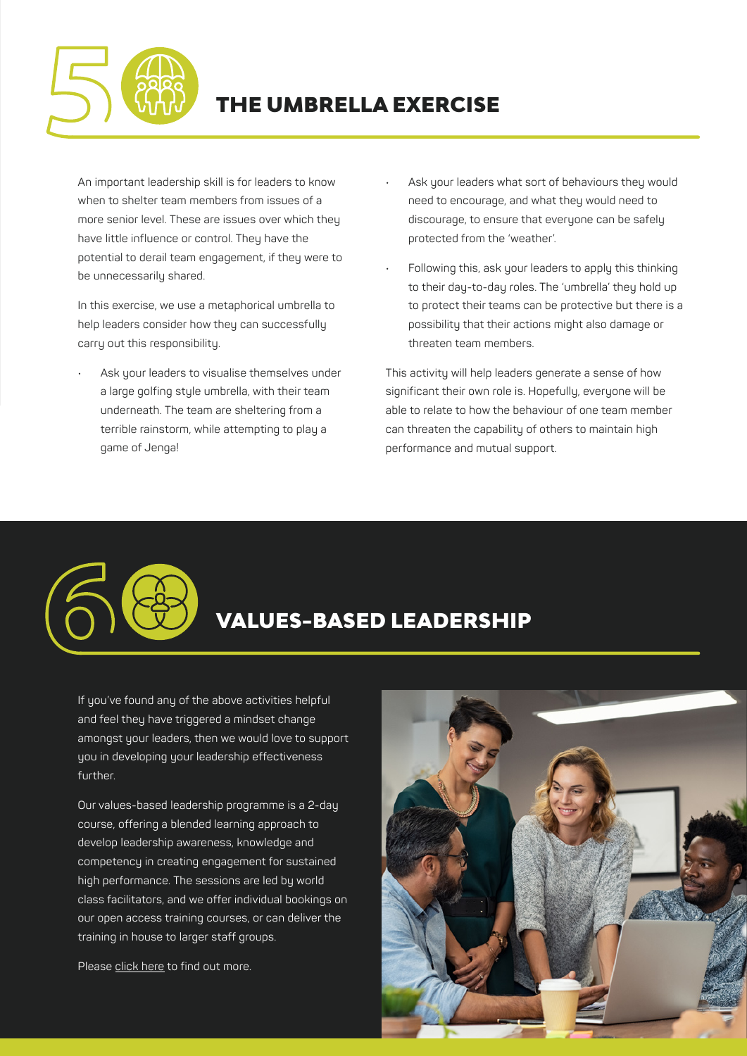## 5 THE UMBRELLA EXERCISE

An important leadership skill is for leaders to know when to shelter team members from issues of a more senior level. These are issues over which they have little influence or control. They have the potential to derail team engagement, if they were to be unnecessarily shared.

In this exercise, we use a metaphorical umbrella to help leaders consider how they can successfully carry out this responsibility.

- Ask your leaders to visualise themselves under a large golfing style umbrella, with their team underneath. The team are sheltering from a terrible rainstorm, while attempting to play a game of Jenga!
- Ask your leaders what sort of behaviours they would need to encourage, and what they would need to discourage, to ensure that everyone can be safely protected from the 'weather'.
- Following this, ask your leaders to apply this thinking to their day-to-day roles. The 'umbrella' they hold up to protect their teams can be protective but there is a possibility that their actions might also damage or threaten team members.

This activity will help leaders generate a sense of how significant their own role is. Hopefully, everyone will be able to relate to how the behaviour of one team member can threaten the capability of others to maintain high performance and mutual support.

## 6 VALUES-BASED LEADERSHIP

If you've found any of the above activities helpful and feel they have triggered a mindset change amongst your leaders, then we would love to support you in developing your leadership effectiveness further.

Our values-based leadership programme is a 2-day course, offering a blended learning approach to develop leadership awareness, knowledge and competency in creating engagement for sustained high performance. The sessions are led by world class facilitators, and we offer individual bookings on our open access training courses, or can deliver the training in house to larger staff groups.

Please click here to find out more.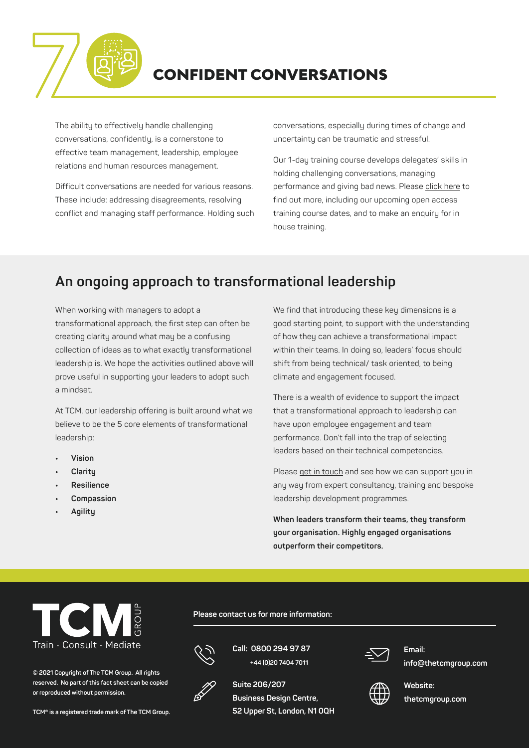## 7 CONFIDENT CONVERSATIONS

The ability to effectively handle challenging conversations, confidently, is a cornerstone to effective team management, leadership, employee relations and human resources management.

Difficult conversations are needed for various reasons. These include: addressing disagreements, resolving conflict and managing staff performance. Holding such conversations, especially during times of change and uncertainty can be traumatic and stressful.

Our 1-day training course develops delegates' skills in holding challenging conversations, managing performance and giving bad news. Please click here to find out more, including our upcoming open access training course dates, and to make an enquiry for in house training.

## An ongoing approach to transformational leadership

When working with managers to adopt a transformational approach, the first step can often be creating clarity around what may be a confusing collection of ideas as to what exactly transformational leadership is. We hope the activities outlined above will prove useful in supporting your leaders to adopt such a mindset.

At TCM, our leadership offering is built around what we believe to be the 5 core elements of transformational leadership:

- **Vision**
- **Clarity**
- **Resilience**
- **Compassion**
- **Agility**

We find that introducing these key dimensions is a good starting point, to support with the understanding of how they can achieve a transformational impact within their teams. In doing so, leaders' focus should shift from being technical/ task oriented, to being climate and engagement focused.

There is a wealth of evidence to support the impact that a transformational approach to leadership can have upon employee engagement and team performance. Don't fall into the trap of selecting leaders based on their technical competencies.

Please get in touch and see how we can support you in any way from expert consultancy, training and bespoke leadership development programmes.

**When leaders transform their teams, they transform your organisation. Highly engaged organisations outperform their competitors.**

TCM GROUP
Train · Consult · Mediate

**© 2021 Copyright of The TCM Group. All rights reserved. No part of this fact sheet can be copied or reproduced without permission.**

**TCM® is a registered trade mark of The TCM Group.**

**Please contact us for more information:**

**Call: 0800 294 97 87**
**+44 (0)20 7404 7011**

**Suite 206/207**
**Business Design Centre,**
**52 Upper St, London, N1 0QH**

**Email:**
**info@thetcmgroup.com**

**Website:**
**thetcmgroup.com**